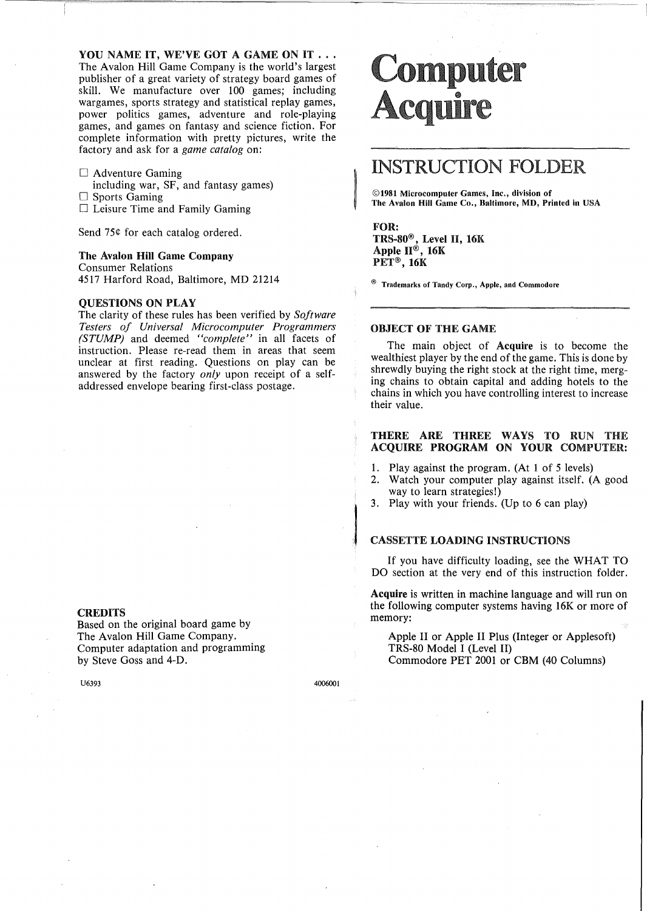**YOU NAME IT, WE'VE GOT A GAME ON IT . . .**
The Avalon Hill Game Company is the world's largest publisher of a great variety of strategy board games of skill. We manufacture over 100 games; including wargames, sports strategy and statistical replay games, power politics games, adventure and role-playing games, and games on fantasy and science fiction. For complete information with pretty pictures, write the factory and ask for a *game catalog* on:

☐ Adventure Gaming
including war, SF, and fantasy games)
☐ Sports Gaming
☐ Leisure Time and Family Gaming

Send 75¢ for each catalog ordered.

**The Avalon Hill Game Company**
Consumer Relations
4517 Harford Road, Baltimore, MD 21214

**QUESTIONS ON PLAY**
The clarity of these rules has been verified by *Software Testers of Universal Microcomputer Programmers (STUMP)* and deemed *"complete"* in all facets of instruction. Please re-read them in areas that seem unclear at first reading. Questions on play can be answered by the factory *only* upon receipt of a self-addressed envelope bearing first-class postage.

**CREDITS**
Based on the original board game by
The Avalon Hill Game Company.
Computer adaptation and programming
by Steve Goss and 4-D.

U6393 4006001

# Computer Acquire

## INSTRUCTION FOLDER

**©1981 Microcomputer Games, Inc., division of**
**The Avalon Hill Game Co., Baltimore, MD, Printed in USA**

**FOR:**
**TRS-80®, Level II, 16K**
**Apple II®, 16K**
**PET®, 16K**

**® Trademarks of Tandy Corp., Apple, and Commodore**

### OBJECT OF THE GAME

The main object of **Acquire** is to become the wealthiest player by the end of the game. This is done by shrewdly buying the right stock at the right time, merging chains to obtain capital and adding hotels to the chains in which you have controlling interest to increase their value.

### THERE ARE THREE WAYS TO RUN THE ACQUIRE PROGRAM ON YOUR COMPUTER:

1. Play against the program. (At 1 of 5 levels)
2. Watch your computer play against itself. (A good way to learn strategies!)
3. Play with your friends. (Up to 6 can play)

### CASSETTE LOADING INSTRUCTIONS

If you have difficulty loading, see the WHAT TO DO section at the very end of this instruction folder.

**Acquire** is written in machine language and will run on the following computer systems having 16K or more of memory:

Apple II or Apple II Plus (Integer or Applesoft)
TRS-80 Model I (Level II)
Commodore PET 2001 or CBM (40 Columns)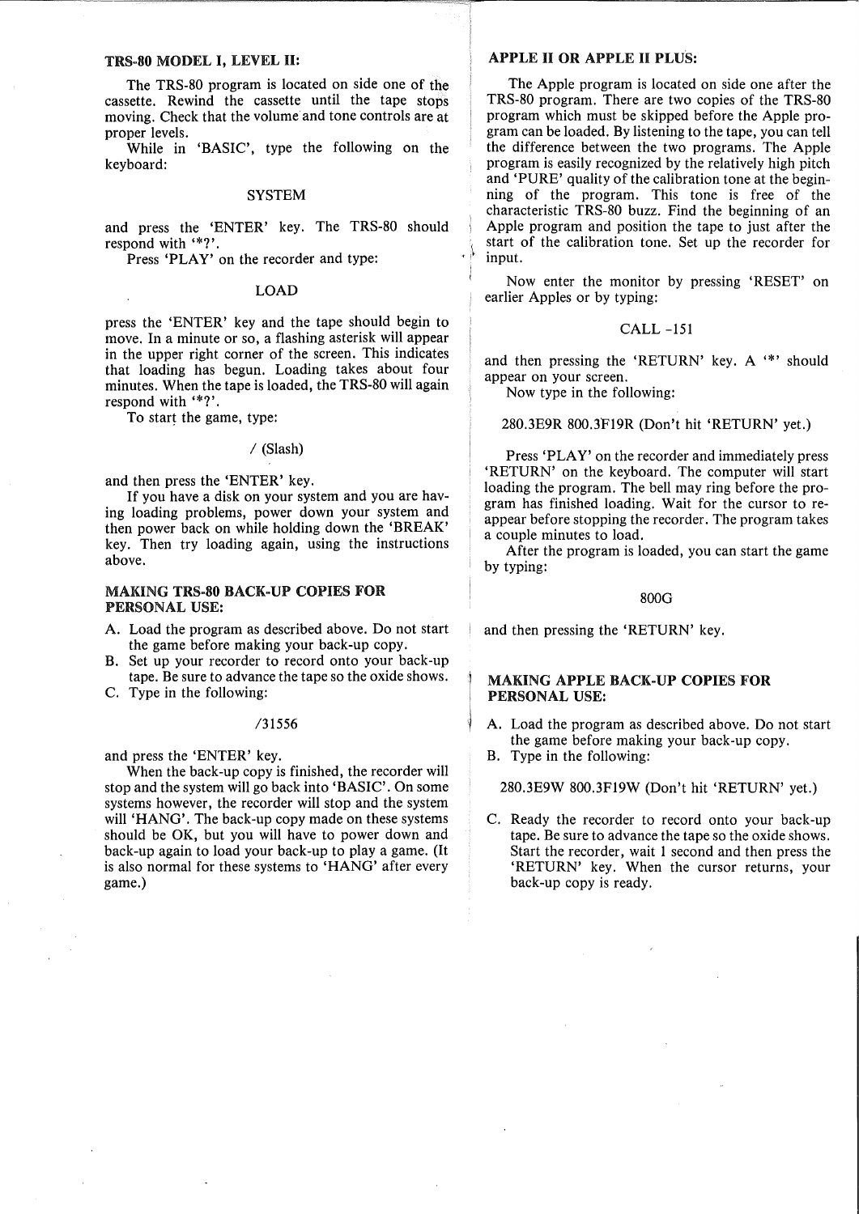## TRS-80 MODEL I, LEVEL II:

The TRS-80 program is located on side one of the cassette. Rewind the cassette until the tape stops moving. Check that the volume and tone controls are at proper levels.

While in 'BASIC', type the following on the keyboard:

SYSTEM

and press the 'ENTER' key. The TRS-80 should respond with '*?'.

Press 'PLAY' on the recorder and type:

LOAD

press the 'ENTER' key and the tape should begin to move. In a minute or so, a flashing asterisk will appear in the upper right corner of the screen. This indicates that loading has begun. Loading takes about four minutes. When the tape is loaded, the TRS-80 will again respond with '*?'.

To start the game, type:

/ (Slash)

and then press the 'ENTER' key.

If you have a disk on your system and you are having loading problems, power down your system and then power back on while holding down the 'BREAK' key. Then try loading again, using the instructions above.

## MAKING TRS-80 BACK-UP COPIES FOR PERSONAL USE:

A. Load the program as described above. Do not start the game before making your back-up copy.
B. Set up your recorder to record onto your back-up tape. Be sure to advance the tape so the oxide shows.
C. Type in the following:

/31556

and press the 'ENTER' key.

When the back-up copy is finished, the recorder will stop and the system will go back into 'BASIC'. On some systems however, the recorder will stop and the system will 'HANG'. The back-up copy made on these systems should be OK, but you will have to power down and back-up again to load your back-up to play a game. (It is also normal for these systems to 'HANG' after every game.)

## APPLE II OR APPLE II PLUS:

The Apple program is located on side one after the TRS-80 program. There are two copies of the TRS-80 program which must be skipped before the Apple program can be loaded. By listening to the tape, you can tell the difference between the two programs. The Apple program is easily recognized by the relatively high pitch and 'PURE' quality of the calibration tone at the beginning of the program. This tone is free of the characteristic TRS-80 buzz. Find the beginning of an Apple program and position the tape to just after the start of the calibration tone. Set up the recorder for input.

Now enter the monitor by pressing 'RESET' on earlier Apples or by typing:

CALL -151

and then pressing the 'RETURN' key. A '*' should appear on your screen.

Now type in the following:

280.3E9R 800.3F19R (Don't hit 'RETURN' yet.)

Press 'PLAY' on the recorder and immediately press 'RETURN' on the keyboard. The computer will start loading the program. The bell may ring before the program has finished loading. Wait for the cursor to reappear before stopping the recorder. The program takes a couple minutes to load.

After the program is loaded, you can start the game by typing:

800G

and then pressing the 'RETURN' key.

## MAKING APPLE BACK-UP COPIES FOR PERSONAL USE:

A. Load the program as described above. Do not start the game before making your back-up copy.
B. Type in the following:

280.3E9W 800.3F19W (Don't hit 'RETURN' yet.)

C. Ready the recorder to record onto your back-up tape. Be sure to advance the tape so the oxide shows. Start the recorder, wait 1 second and then press the 'RETURN' key. When the cursor returns, your back-up copy is ready.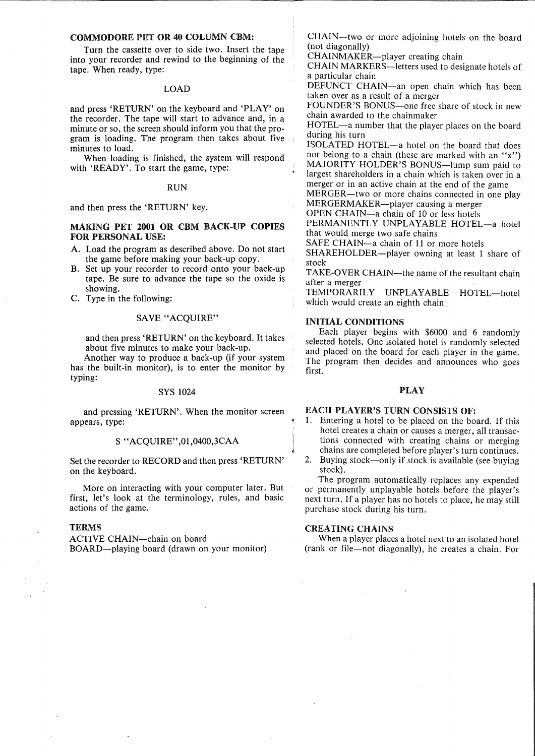### COMMODORE PET OR 40 COLUMN CBM:

Turn the cassette over to side two. Insert the tape into your recorder and rewind to the beginning of the tape. When ready, type:

LOAD

and press 'RETURN' on the keyboard and 'PLAY' on the recorder. The tape will start to advance and, in a minute or so, the screen should inform you that the program is loading. The program then takes about five minutes to load.

When loading is finished, the system will respond with 'READY'. To start the game, type:

RUN

and then press the 'RETURN' key.

### MAKING PET 2001 OR CBM BACK-UP COPIES FOR PERSONAL USE:

A. Load the program as described above. Do not start the game before making your back-up copy.
B. Set up your recorder to record onto your back-up tape. Be sure to advance the tape so the oxide is showing.
C. Type in the following:

SAVE "ACQUIRE"

and then press 'RETURN' on the keyboard. It takes about five minutes to make your back-up.

Another way to produce a back-up (if your system has the built-in monitor), is to enter the monitor by typing:

SYS 1024

and pressing 'RETURN'. When the monitor screen appears, type:

S "ACQUIRE",01,0400,3CAA

Set the recorder to RECORD and then press 'RETURN' on the keyboard.

More on interacting with your computer later. But first, let's look at the terminology, rules, and basic actions of the game.

### TERMS

ACTIVE CHAIN—chain on board
BOARD—playing board (drawn on your monitor)
CHAIN—two or more adjoining hotels on the board (not diagonally)
CHAINMAKER—player creating chain
CHAIN MARKERS—letters used to designate hotels of a particular chain
DEFUNCT CHAIN—an open chain which has been taken over as a result of a merger
FOUNDER'S BONUS—one free share of stock in new chain awarded to the chainmaker
HOTEL—a number that the player places on the board during his turn
ISOLATED HOTEL—a hotel on the board that does not belong to a chain (these are marked with an "x")
MAJORITY HOLDER'S BONUS—lump sum paid to largest shareholders in a chain which is taken over in a merger or in an active chain at the end of the game
MERGER—two or more chains connected in one play
MERGERMAKER—player causing a merger
OPEN CHAIN—a chain of 10 or less hotels
PERMANENTLY UNPLAYABLE HOTEL—a hotel that would merge two safe chains
SAFE CHAIN—a chain of 11 or more hotels
SHAREHOLDER—player owning at least 1 share of stock
TAKE-OVER CHAIN—the name of the resultant chain after a merger
TEMPORARILY UNPLAYABLE HOTEL—hotel which would create an eighth chain

### INITIAL CONDITIONS

Each player begins with $6000 and 6 randomly selected hotels. One isolated hotel is randomly selected and placed on the board for each player in the game. The program then decides and announces who goes first.

## PLAY

### EACH PLAYER'S TURN CONSISTS OF:

1. Entering a hotel to be placed on the board. If this hotel creates a chain or causes a merger, all transactions connected with creating chains or merging chains are completed before player's turn continues.
2. Buying stock—only if stock is available (see buying stock).

The program automatically replaces any expended or permanently unplayable hotels before the player's next turn. If a player has no hotels to place, he may still purchase stock during his turn.

### CREATING CHAINS

When a player places a hotel next to an isolated hotel (rank or file—not diagonally), he creates a chain. For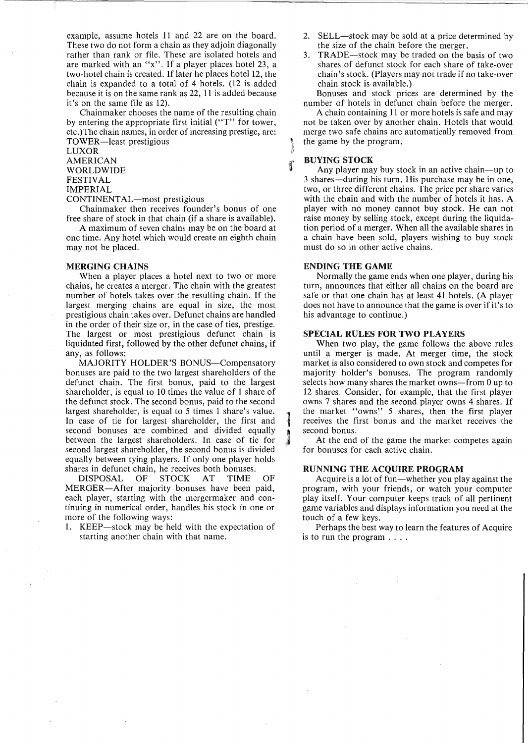example, assume hotels 11 and 22 are on the board. These two do not form a chain as they adjoin diagonally rather than rank or file. These are isolated hotels and are marked with an "x". If a player places hotel 23, a two-hotel chain is created. If later he places hotel 12, the chain is expanded to a total of 4 hotels. (12 is added because it is on the same rank as 22, 11 is added because it's on the same file as 12).

Chainmaker chooses the name of the resulting chain by entering the appropriate first initial ("T" for tower, etc.)The chain names, in order of increasing prestige, are:

TOWER—least prestigious
LUXOR
AMERICAN
WORLDWIDE
FESTIVAL
IMPERIAL
CONTINENTAL—most prestigious

Chainmaker then receives founder's bonus of one free share of stock in that chain (if a share is available).

A maximum of seven chains may be on the board at one time. Any hotel which would create an eighth chain may not be placed.

## MERGING CHAINS

When a player places a hotel next to two or more chains, he creates a merger. The chain with the greatest number of hotels takes over the resulting chain. If the largest merging chains are equal in size, the most prestigious chain takes over. Defunct chains are handled in the order of their size or, in the case of ties, prestige. The largest or most prestigious defunct chain is liquidated first, followed by the other defunct chains, if any, as follows:

MAJORITY HOLDER'S BONUS—Compensatory bonuses are paid to the two largest shareholders of the defunct chain. The first bonus, paid to the largest shareholder, is equal to 10 times the value of 1 share of the defunct stock. The second bonus, paid to the second largest shareholder, is equal to 5 times 1 share's value. In case of tie for largest shareholder, the first and second bonuses are combined and divided equally between the largest shareholders. In case of tie for second largest shareholder, the second bonus is divided equally between tying players. If only one player holds shares in defunct chain, he receives both bonuses.

DISPOSAL OF STOCK AT TIME OF MERGER—After majority bonuses have been paid, each player, starting with the mergermaker and continuing in numerical order, handles his stock in one or more of the following ways:

1. KEEP—stock may be held with the expectation of starting another chain with that name.
2. SELL—stock may be sold at a price determined by the size of the chain before the merger.
3. TRADE—stock may be traded on the basis of two shares of defunct stock for each share of take-over chain's stock. (Players may not trade if no take-over chain stock is available.)

Bonuses and stock prices are determined by the number of hotels in defunct chain before the merger.

A chain containing 11 or more hotels is safe and may not be taken over by another chain. Hotels that would merge two safe chains are automatically removed from the game by the program.

## BUYING STOCK

Any player may buy stock in an active chain—up to 3 shares—during his turn. His purchase may be in one, two, or three different chains. The price per share varies with the chain and with the number of hotels it has. A player with no money cannot buy stock. He can not raise money by selling stock, except during the liquidation period of a merger. When all the available shares in a chain have been sold, players wishing to buy stock must do so in other active chains.

## ENDING THE GAME

Normally the game ends when one player, during his turn, announces that either all chains on the board are safe or that one chain has at least 41 hotels. (A player does not have to announce that the game is over if it's to his advantage to continue.)

## SPECIAL RULES FOR TWO PLAYERS

When two play, the game follows the above rules until a merger is made. At merger time, the stock market is also considered to own stock and competes for majority holder's bonuses. The program randomly selects how many shares the market owns—from 0 up to 12 shares. Consider, for example, that the first player owns 7 shares and the second player owns 4 shares. If the market "owns" 5 shares, then the first player receives the first bonus and the market receives the second bonus.

At the end of the game the market competes again for bonuses for each active chain.

## RUNNING THE ACQUIRE PROGRAM

Acquire is a lot of fun—whether you play against the program, with your friends, or watch your computer play itself. Your computer keeps track of all pertinent game variables and displays information you need at the touch of a few keys.

Perhaps the best way to learn the features of Acquire is to run the program . . . .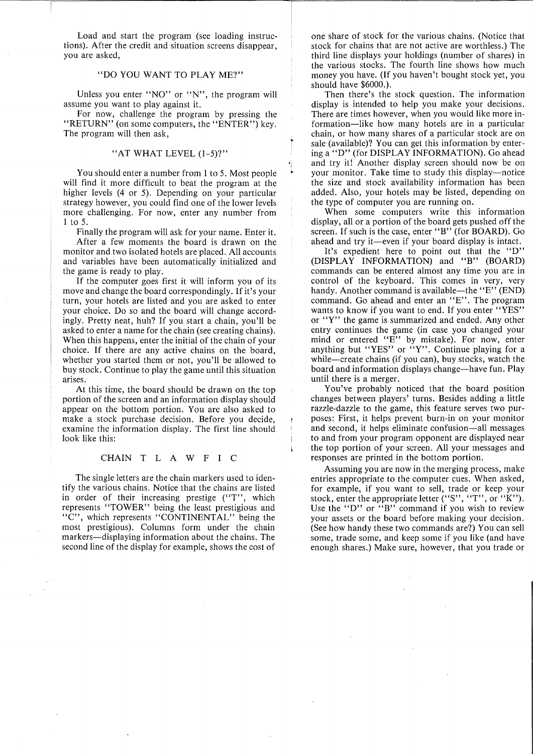Load and start the program (see loading instructions). After the credit and situation screens disappear, you are asked,

"DO YOU WANT TO PLAY ME?"

Unless you enter "NO" or "N", the program will assume you want to play against it.

For now, challenge the program by pressing the "RETURN" (on some computers, the "ENTER") key. The program will then ask,

"AT WHAT LEVEL (1-5)?"

You should enter a number from 1 to 5. Most people will find it more difficult to beat the program at the higher levels (4 or 5). Depending on your particular strategy however, you could find one of the lower levels more challenging. For now, enter any number from 1 to 5.

Finally the program will ask for your name. Enter it.

After a few moments the board is drawn on the monitor and two isolated hotels are placed. All accounts and variables have been automatically initialized and the game is ready to play.

If the computer goes first it will inform you of its move and change the board correspondingly. If it's your turn, your hotels are listed and you are asked to enter your choice. Do so and the board will change accordingly. Pretty neat, huh? If you start a chain, you'll be asked to enter a name for the chain (see creating chains). When this happens, enter the initial of the chain of your choice. If there are any active chains on the board, whether you started them or not, you'll be allowed to buy stock. Continue to play the game until this situation arises.

At this time, the board should be drawn on the top portion of the screen and an information display should appear on the bottom portion. You are also asked to make a stock purchase decision. Before you decide, examine the information display. The first line should look like this:

CHAIN T L A W F I C

The single letters are the chain markers used to identify the various chains. Notice that the chains are listed in order of their increasing prestige ("T", which represents "TOWER" being the least prestigious and "C", which represents "CONTINENTAL" being the most prestigious). Columns form under the chain markers—displaying information about the chains. The second line of the display for example, shows the cost of one share of stock for the various chains. (Notice that stock for chains that are not active are worthless.) The third line displays your holdings (number of shares) in the various stocks. The fourth line shows how much money you have. (If you haven't bought stock yet, you should have $6000.).

Then there's the stock question. The information display is intended to help you make your decisions. There are times however, when you would like more information—like how many hotels are in a particular chain, or how many shares of a particular stock are on sale (available)? You can get this information by entering a "D" (for DISPLAY INFORMATION). Go ahead and try it! Another display screen should now be on your monitor. Take time to study this display—notice the size and stock availability information has been added. Also, your hotels may be listed, depending on the type of computer you are running on.

When some computers write this information display, all or a portion of the board gets pushed off the screen. If such is the case, enter "B" (for BOARD). Go ahead and try it—even if your board display is intact.

It's expedient here to point out that the "D" (DISPLAY INFORMATION) and "B" (BOARD) commands can be entered almost any time you are in control of the keyboard. This comes in very, very handy. Another command is available—the "E" (END) command. Go ahead and enter an "E". The program wants to know if you want to end. If you enter "YES" or "Y" the game is summarized and ended. Any other entry continues the game (in case you changed your mind or entered "E" by mistake). For now, enter anything but "YES" or "Y". Continue playing for a while—create chains (if you can), buy stocks, watch the board and information displays change—have fun. Play until there is a merger.

You've probably noticed that the board position changes between players' turns. Besides adding a little razzle-dazzle to the game, this feature serves two purposes: First, it helps prevent burn-in on your monitor and second, it helps eliminate confusion—all messages to and from your program opponent are displayed near the top portion of your screen. All your messages and responses are printed in the bottom portion.

Assuming you are now in the merging process, make entries appropriate to the computer cues. When asked, for example, if you want to sell, trade or keep your stock, enter the appropriate letter ("S", "T", or "K"). Use the "D" or "B" command if you wish to review your assets or the board before making your decision. (See how handy these two commands are?) You can sell some, trade some, and keep some if you like (and have enough shares.) Make sure, however, that you trade or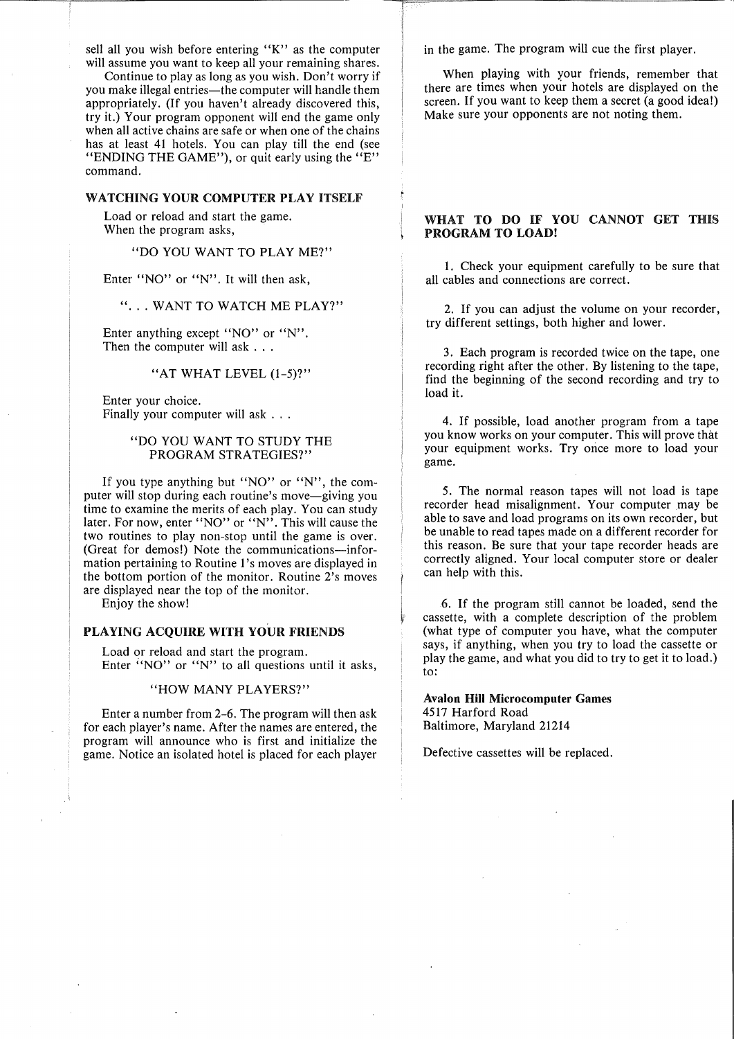sell all you wish before entering "K" as the computer will assume you want to keep all your remaining shares.

Continue to play as long as you wish. Don't worry if you make illegal entries—the computer will handle them appropriately. (If you haven't already discovered this, try it.) Your program opponent will end the game only when all active chains are safe or when one of the chains has at least 41 hotels. You can play till the end (see "ENDING THE GAME"), or quit early using the "E" command.

## WATCHING YOUR COMPUTER PLAY ITSELF

Load or reload and start the game.
When the program asks,

"DO YOU WANT TO PLAY ME?"

Enter "NO" or "N". It will then ask,

". . . WANT TO WATCH ME PLAY?"

Enter anything except "NO" or "N".
Then the computer will ask . . .

"AT WHAT LEVEL (1-5)?"

Enter your choice.
Finally your computer will ask . . .

"DO YOU WANT TO STUDY THE PROGRAM STRATEGIES?"

If you type anything but "NO" or "N", the computer will stop during each routine's move—giving you time to examine the merits of each play. You can study later. For now, enter "NO" or "N". This will cause the two routines to play non-stop until the game is over. (Great for demos!) Note the communications—information pertaining to Routine 1's moves are displayed in the bottom portion of the monitor. Routine 2's moves are displayed near the top of the monitor.

Enjoy the show!

## PLAYING ACQUIRE WITH YOUR FRIENDS

Load or reload and start the program.
Enter "NO" or "N" to all questions until it asks,

"HOW MANY PLAYERS?"

Enter a number from 2-6. The program will then ask for each player's name. After the names are entered, the program will announce who is first and initialize the game. Notice an isolated hotel is placed for each player in the game. The program will cue the first player.

When playing with your friends, remember that there are times when your hotels are displayed on the screen. If you want to keep them a secret (a good idea!) Make sure your opponents are not noting them.

## WHAT TO DO IF YOU CANNOT GET THIS PROGRAM TO LOAD!

1. Check your equipment carefully to be sure that all cables and connections are correct.

2. If you can adjust the volume on your recorder, try different settings, both higher and lower.

3. Each program is recorded twice on the tape, one recording right after the other. By listening to the tape, find the beginning of the second recording and try to load it.

4. If possible, load another program from a tape you know works on your computer. This will prove that your equipment works. Try once more to load your game.

5. The normal reason tapes will not load is tape recorder head misalignment. Your computer may be able to save and load programs on its own recorder, but be unable to read tapes made on a different recorder for this reason. Be sure that your tape recorder heads are correctly aligned. Your local computer store or dealer can help with this.

6. If the program still cannot be loaded, send the cassette, with a complete description of the problem (what type of computer you have, what the computer says, if anything, when you try to load the cassette or play the game, and what you did to try to get it to load.) to:

**Avalon Hill Microcomputer Games**
4517 Harford Road
Baltimore, Maryland 21214

Defective cassettes will be replaced.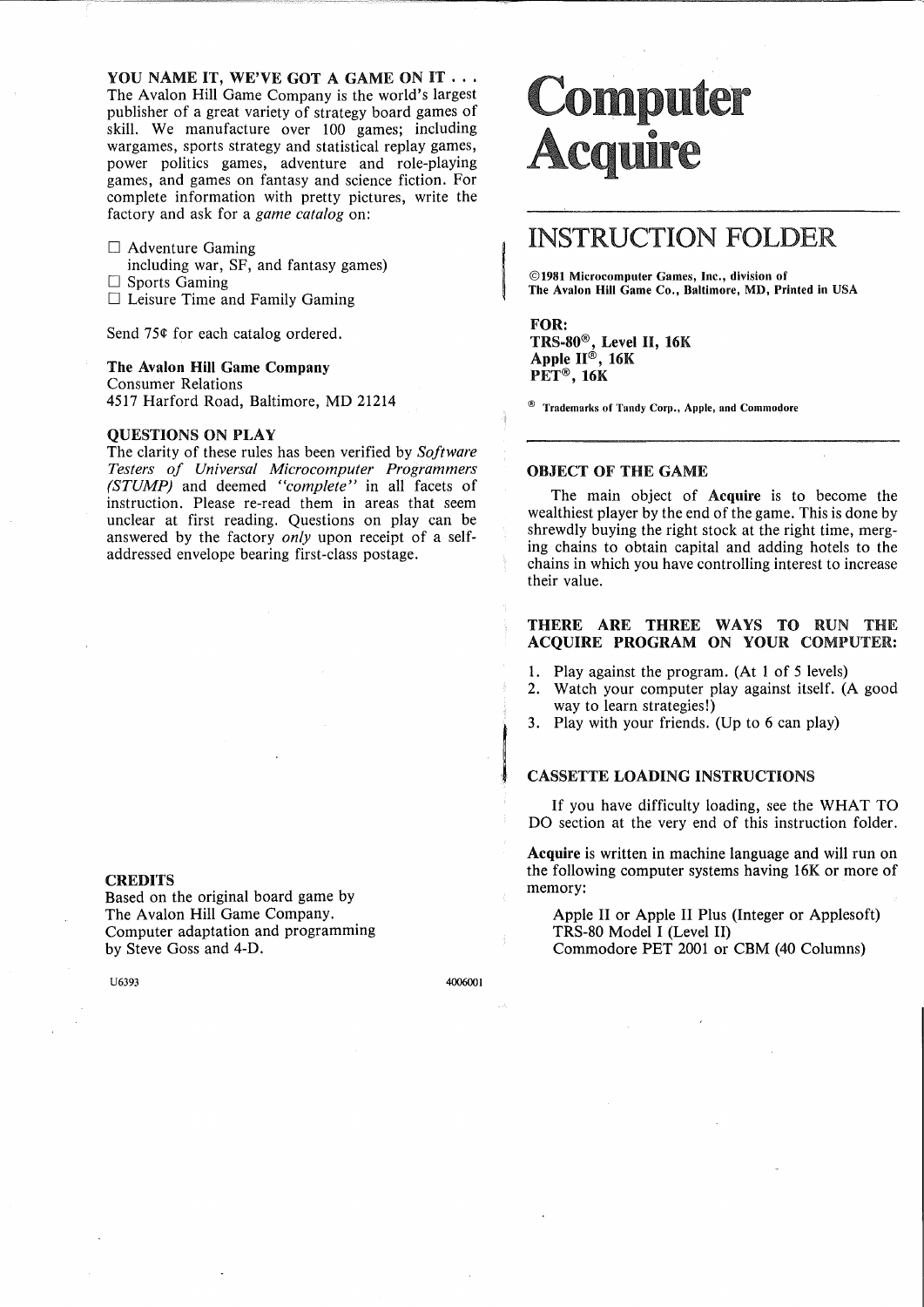**YOU NAME IT, WE'VE GOT A GAME ON IT . . .**
The Avalon Hill Game Company is the world's largest publisher of a great variety of strategy board games of skill. We manufacture over 100 games; including wargames, sports strategy and statistical replay games, power politics games, adventure and role-playing games, and games on fantasy and science fiction. For complete information with pretty pictures, write the factory and ask for a *game catalog* on:

- ☐ Adventure Gaming
  including war, SF, and fantasy games)
- ☐ Sports Gaming
- ☐ Leisure Time and Family Gaming

Send 75¢ for each catalog ordered.

**The Avalon Hill Game Company**
Consumer Relations
4517 Harford Road, Baltimore, MD 21214

**QUESTIONS ON PLAY**

The clarity of these rules has been verified by *Software Testers of Universal Microcomputer Programmers (STUMP)* and deemed *"complete"* in all facets of instruction. Please re-read them in areas that seem unclear at first reading. Questions on play can be answered by the factory *only* upon receipt of a self-addressed envelope bearing first-class postage.

**CREDITS**

Based on the original board game by The Avalon Hill Game Company.
Computer adaptation and programming by Steve Goss and 4-D.

U6393

4006001

# Computer Acquire

## INSTRUCTION FOLDER

**©1981 Microcomputer Games, Inc., division of The Avalon Hill Game Co., Baltimore, MD, Printed in USA**

**FOR:**
**TRS-80®, Level II, 16K**
**Apple II®, 16K**
**PET®, 16K**

**® Trademarks of Tandy Corp., Apple, and Commodore**

### OBJECT OF THE GAME

The main object of **Acquire** is to become the wealthiest player by the end of the game. This is done by shrewdly buying the right stock at the right time, merging chains to obtain capital and adding hotels to the chains in which you have controlling interest to increase their value.

### THERE ARE THREE WAYS TO RUN THE ACQUIRE PROGRAM ON YOUR COMPUTER:

1. Play against the program. (At 1 of 5 levels)
2. Watch your computer play against itself. (A good way to learn strategies!)
3. Play with your friends. (Up to 6 can play)

### CASSETTE LOADING INSTRUCTIONS

If you have difficulty loading, see the WHAT TO DO section at the very end of this instruction folder.

**Acquire** is written in machine language and will run on the following computer systems having 16K or more of memory:

Apple II or Apple II Plus (Integer or Applesoft)
TRS-80 Model I (Level II)
Commodore PET 2001 or CBM (40 Columns)